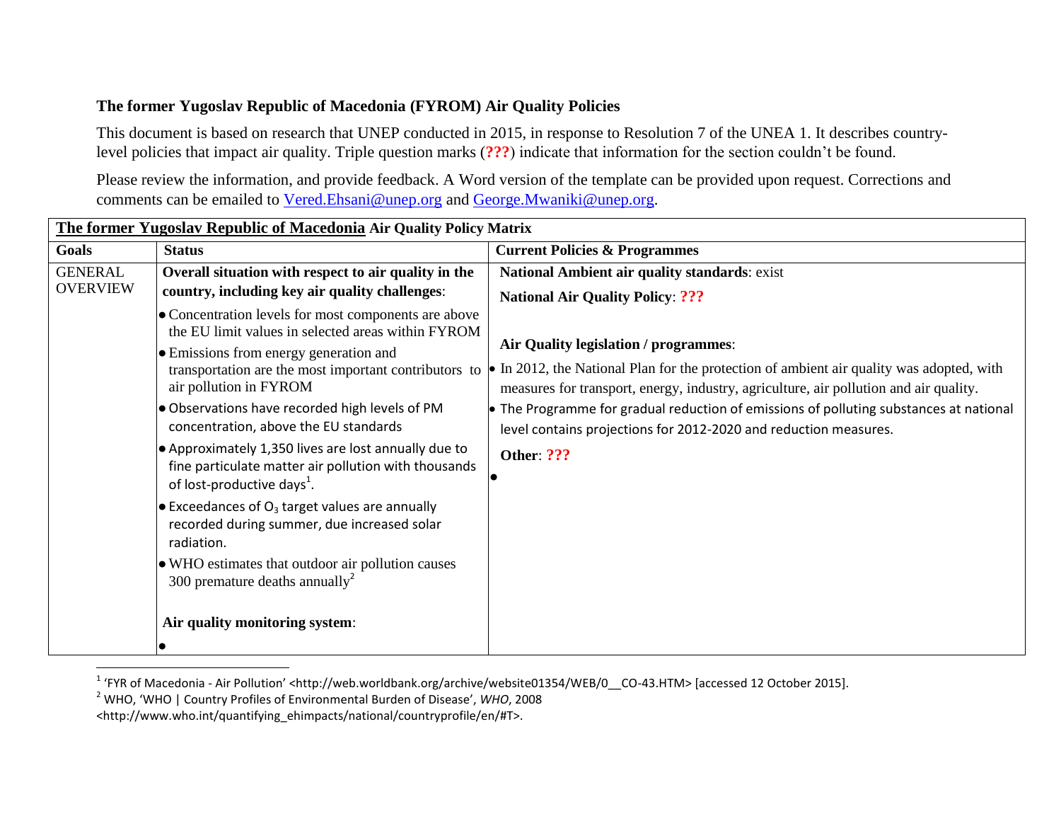**The former Yugoslav Republic of Macedonia (FYROM) Air Quality Policies**

This document is based on research that UNEP conducted in 2015, in response to Resolution 7 of the UNEA 1. It describes country-level policies that impact air quality. Triple question marks (**???**) indicate that information for the section couldn't be found.

Please review the information, and provide feedback. A Word version of the template can be provided upon request. Corrections and comments can be emailed to Vered.Ehsani@unep.org and George.Mwaniki@unep.org.

| **The former Yugoslav Republic of Macedonia Air Quality Policy Matrix** | | |
|---|---|---|
| **Goals** | **Status** | **Current Policies & Programmes** |
| GENERAL OVERVIEW | **Overall situation with respect to air quality in the country, including key air quality challenges**:<br>• Concentration levels for most components are above the EU limit values in selected areas within FYROM<br>• Emissions from energy generation and transportation are the most important contributors to air pollution in FYROM<br>• Observations have recorded high levels of PM concentration, above the EU standards<br>• Approximately 1,350 lives are lost annually due to fine particulate matter air pollution with thousands of lost-productive days[1].<br>• Exceedances of $O_3$ target values are annually recorded during summer, due increased solar radiation.<br>• WHO estimates that outdoor air pollution causes 300 premature deaths annually[2]<br><br>**Air quality monitoring system**:<br>• | **National Ambient air quality standards**: exist<br>**National Air Quality Policy**: **???**<br><br>**Air Quality legislation / programmes**:<br>• In 2012, the National Plan for the protection of ambient air quality was adopted, with measures for transport, energy, industry, agriculture, air pollution and air quality.<br>• The Programme for gradual reduction of emissions of polluting substances at national level contains projections for 2012-2020 and reduction measures.<br>**Other**: **???**<br>• |

[1] 'FYR of Macedonia - Air Pollution' <http://web.worldbank.org/archive/website01354/WEB/0__CO-43.HTM> [accessed 12 October 2015].

[2] WHO, 'WHO | Country Profiles of Environmental Burden of Disease', *WHO*, 2008 <http://www.who.int/quantifying_ehimpacts/national/countryprofile/en/#T>.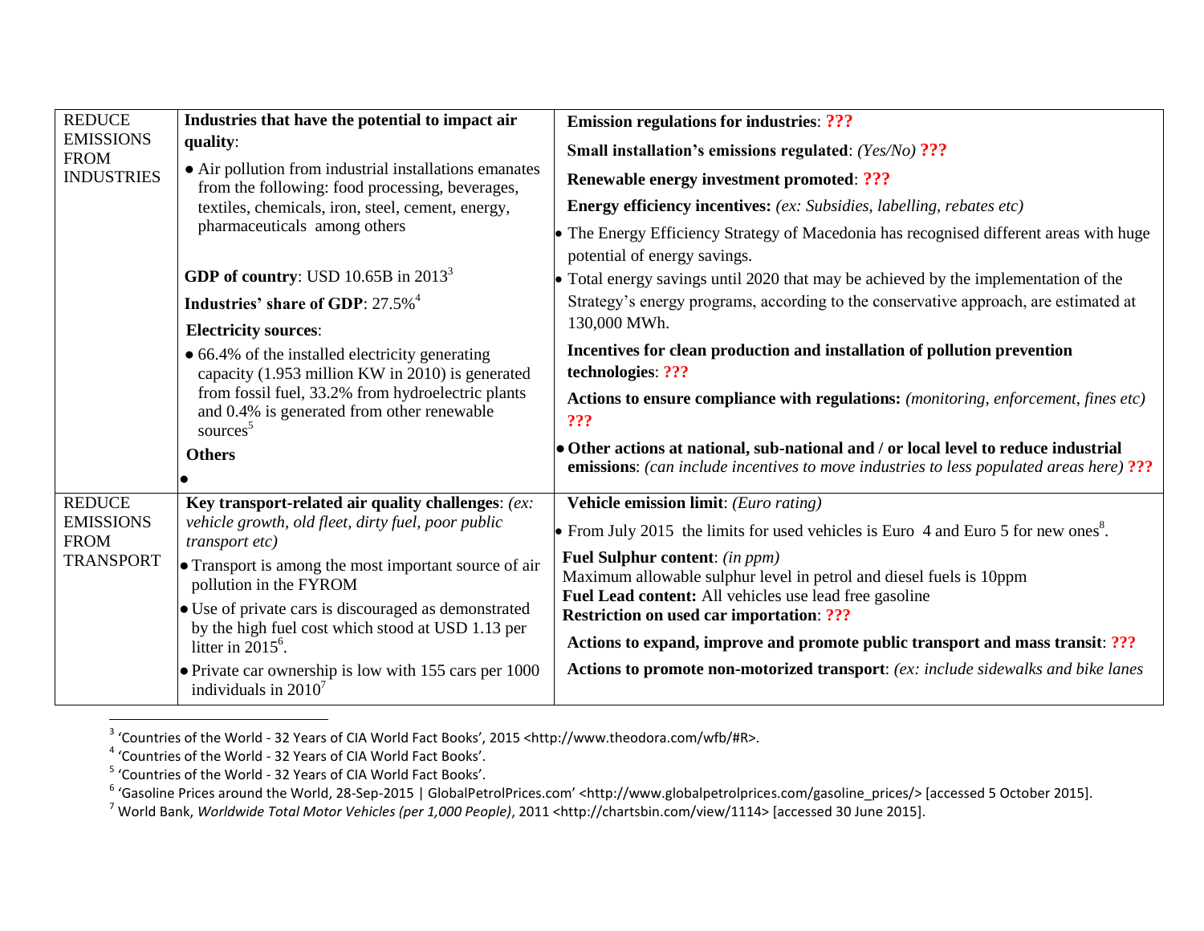| REDUCE EMISSIONS FROM INDUSTRIES | **Industries that have the potential to impact air quality**: <br>• Air pollution from industrial installations emanates from the following: food processing, beverages, textiles, chemicals, iron, steel, cement, energy, pharmaceuticals among others <br><br>**GDP of country**: USD 10.65B in 2013[3] <br>**Industries' share of GDP**: 27.5%[4] <br>**Electricity sources**: <br>• 66.4% of the installed electricity generating capacity (1.953 million KW in 2010) is generated from fossil fuel, 33.2% from hydroelectric plants and 0.4% is generated from other renewable sources[5] <br>**Others** <br>• | **Emission regulations for industries**: **???** <br>**Small installation's emissions regulated**: *(Yes/No)* **???** <br>**Renewable energy investment promoted**: **???** <br>**Energy efficiency incentives:** *(ex: Subsidies, labelling, rebates etc)* <br>• The Energy Efficiency Strategy of Macedonia has recognised different areas with huge potential of energy savings. <br>• Total energy savings until 2020 that may be achieved by the implementation of the Strategy's energy programs, according to the conservative approach, are estimated at 130,000 MWh. <br>**Incentives for clean production and installation of pollution prevention technologies**: **???** <br>**Actions to ensure compliance with regulations:** *(monitoring, enforcement, fines etc)* **???** <br>• **Other actions at national, sub-national and / or local level to reduce industrial emissions**: *(can include incentives to move industries to less populated areas here)* **???** |
|---|---|---|
| REDUCE EMISSIONS FROM TRANSPORT | **Key transport-related air quality challenges**: *(ex: vehicle growth, old fleet, dirty fuel, poor public transport etc)* <br>• Transport is among the most important source of air pollution in the FYROM <br>• Use of private cars is discouraged as demonstrated by the high fuel cost which stood at USD 1.13 per litter in 2015[6]. <br>• Private car ownership is low with 155 cars per 1000 individuals in 2010[7] | **Vehicle emission limit**: *(Euro rating)* <br>• From July 2015 the limits for used vehicles is Euro 4 and Euro 5 for new ones[8]. <br>**Fuel Sulphur content**: *(in ppm)* <br>Maximum allowable sulphur level in petrol and diesel fuels is 10ppm <br>**Fuel Lead content:** All vehicles use lead free gasoline <br>**Restriction on used car importation**: **???** <br>**Actions to expand, improve and promote public transport and mass transit**: **???** <br>**Actions to promote non-motorized transport**: *(ex: include sidewalks and bike lanes* |

[3] 'Countries of the World - 32 Years of CIA World Fact Books', 2015 <http://www.theodora.com/wfb/#R>.

[4] 'Countries of the World - 32 Years of CIA World Fact Books'.

[5] 'Countries of the World - 32 Years of CIA World Fact Books'.

[6] 'Gasoline Prices around the World, 28-Sep-2015 | GlobalPetrolPrices.com' <http://www.globalpetrolprices.com/gasoline_prices/> [accessed 5 October 2015].

[7] World Bank, *Worldwide Total Motor Vehicles (per 1,000 People)*, 2011 <http://chartsbin.com/view/1114> [accessed 30 June 2015].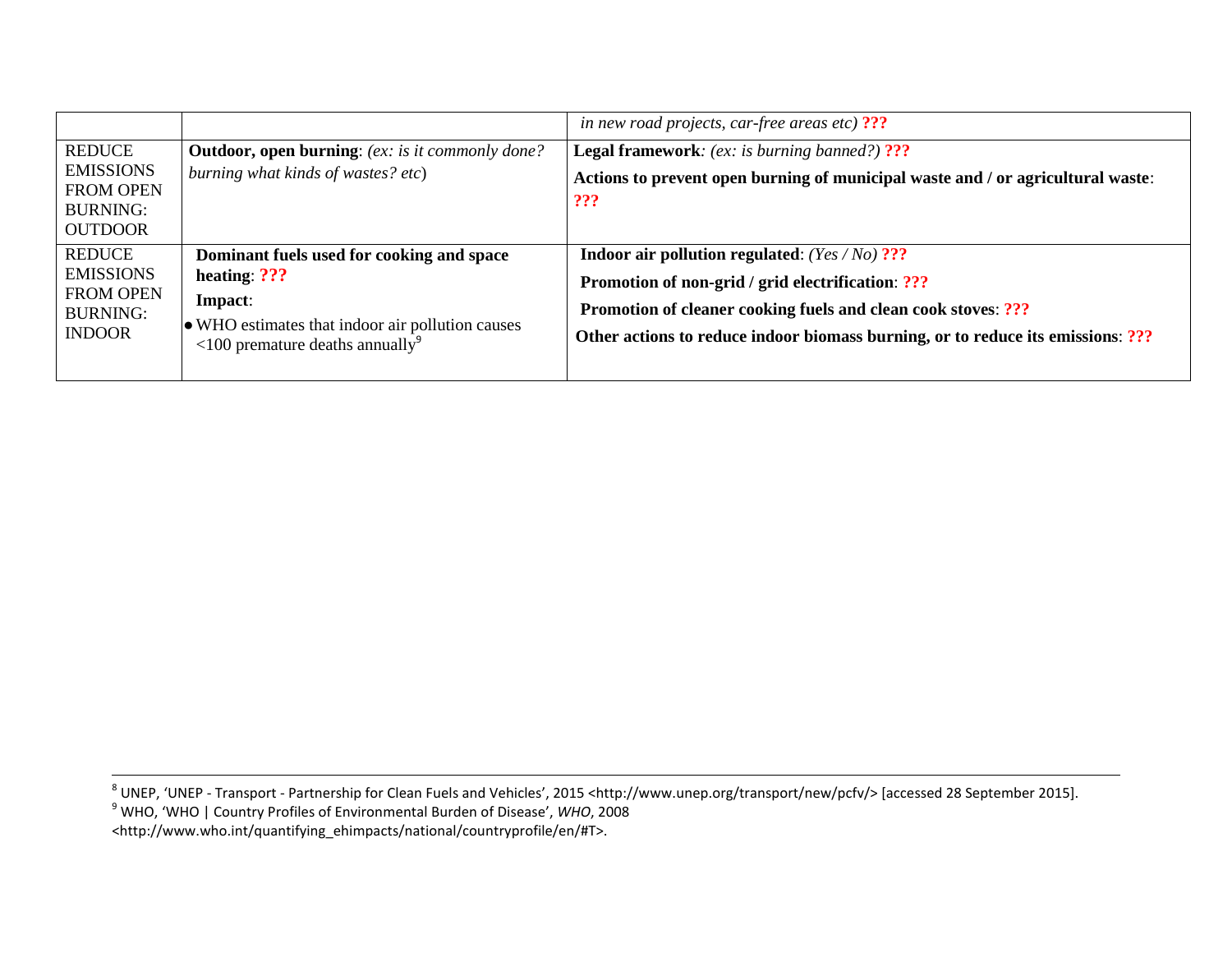| | | |
|---|---|---|
| | | *in new road projects, car-free areas etc)* **???** |
| REDUCE EMISSIONS FROM OPEN BURNING: OUTDOOR | **Outdoor, open burning**: *(ex: is it commonly done? burning what kinds of wastes? etc*) | **Legal framework***: (ex: is burning banned?)* **???**<br><br>**Actions to prevent open burning of municipal waste and / or agricultural waste**: **???** |
| REDUCE EMISSIONS FROM OPEN BURNING: INDOOR | **Dominant fuels used for cooking and space heating**: **???**<br><br>**Impact**:<br><br>• WHO estimates that indoor air pollution causes <100 premature deaths annually[9] | **Indoor air pollution regulated**: *(Yes / No)* **???**<br><br>**Promotion of non-grid / grid electrification**: **???**<br><br>**Promotion of cleaner cooking fuels and clean cook stoves**: **???**<br><br>**Other actions to reduce indoor biomass burning, or to reduce its emissions**: **???** |

---

[8] UNEP, 'UNEP - Transport - Partnership for Clean Fuels and Vehicles', 2015 <http://www.unep.org/transport/new/pcfv/> [accessed 28 September 2015].

[9] WHO, 'WHO | Country Profiles of Environmental Burden of Disease', *WHO*, 2008 <http://www.who.int/quantifying_ehimpacts/national/countryprofile/en/#T>.